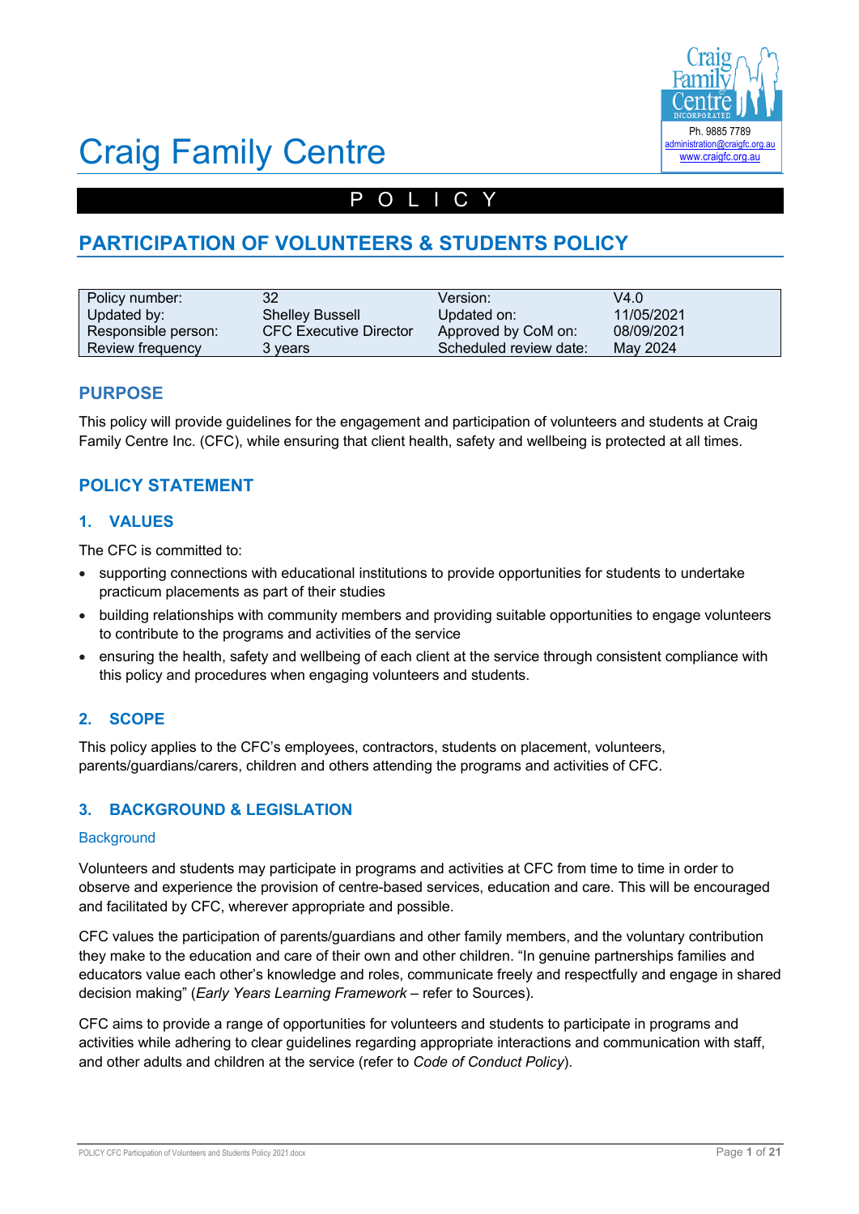# Craig Family Centre

Ph. 9885 7789
administration@craigfc.org.au
www.craigfc.org.au

POLICY

## PARTICIPATION OF VOLUNTEERS & STUDENTS POLICY

| Policy number: | 32 | Version: | V4.0 |
|---|---|---|---|
| Updated by: | Shelley Bussell | Updated on: | 11/05/2021 |
| Responsible person: | CFC Executive Director | Approved by CoM on: | 08/09/2021 |
| Review frequency | 3 years | Scheduled review date: | May 2024 |

## PURPOSE

This policy will provide guidelines for the engagement and participation of volunteers and students at Craig Family Centre Inc. (CFC), while ensuring that client health, safety and wellbeing is protected at all times.

## POLICY STATEMENT

### 1. VALUES

The CFC is committed to:

- supporting connections with educational institutions to provide opportunities for students to undertake practicum placements as part of their studies
- building relationships with community members and providing suitable opportunities to engage volunteers to contribute to the programs and activities of the service
- ensuring the health, safety and wellbeing of each client at the service through consistent compliance with this policy and procedures when engaging volunteers and students.

### 2. SCOPE

This policy applies to the CFC's employees, contractors, students on placement, volunteers, parents/guardians/carers, children and others attending the programs and activities of CFC.

### 3. BACKGROUND & LEGISLATION

#### Background

Volunteers and students may participate in programs and activities at CFC from time to time in order to observe and experience the provision of centre-based services, education and care. This will be encouraged and facilitated by CFC, wherever appropriate and possible.

CFC values the participation of parents/guardians and other family members, and the voluntary contribution they make to the education and care of their own and other children. "In genuine partnerships families and educators value each other's knowledge and roles, communicate freely and respectfully and engage in shared decision making" (*Early Years Learning Framework* – refer to Sources).

CFC aims to provide a range of opportunities for volunteers and students to participate in programs and activities while adhering to clear guidelines regarding appropriate interactions and communication with staff, and other adults and children at the service (refer to *Code of Conduct Policy*).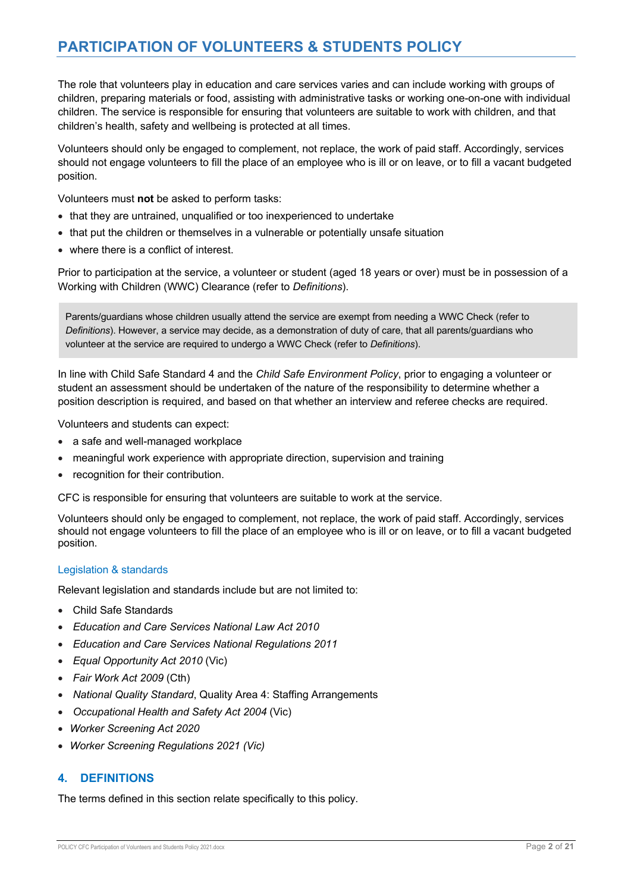# PARTICIPATION OF VOLUNTEERS & STUDENTS POLICY

The role that volunteers play in education and care services varies and can include working with groups of children, preparing materials or food, assisting with administrative tasks or working one-on-one with individual children. The service is responsible for ensuring that volunteers are suitable to work with children, and that children's health, safety and wellbeing is protected at all times.

Volunteers should only be engaged to complement, not replace, the work of paid staff. Accordingly, services should not engage volunteers to fill the place of an employee who is ill or on leave, or to fill a vacant budgeted position.

Volunteers must **not** be asked to perform tasks:

- that they are untrained, unqualified or too inexperienced to undertake
- that put the children or themselves in a vulnerable or potentially unsafe situation
- where there is a conflict of interest.

Prior to participation at the service, a volunteer or student (aged 18 years or over) must be in possession of a Working with Children (WWC) Clearance (refer to *Definitions*).

> Parents/guardians whose children usually attend the service are exempt from needing a WWC Check (refer to *Definitions*). However, a service may decide, as a demonstration of duty of care, that all parents/guardians who volunteer at the service are required to undergo a WWC Check (refer to *Definitions*).

In line with Child Safe Standard 4 and the *Child Safe Environment Policy*, prior to engaging a volunteer or student an assessment should be undertaken of the nature of the responsibility to determine whether a position description is required, and based on that whether an interview and referee checks are required.

Volunteers and students can expect:

- a safe and well-managed workplace
- meaningful work experience with appropriate direction, supervision and training
- recognition for their contribution.

CFC is responsible for ensuring that volunteers are suitable to work at the service.

Volunteers should only be engaged to complement, not replace, the work of paid staff. Accordingly, services should not engage volunteers to fill the place of an employee who is ill or on leave, or to fill a vacant budgeted position.

### Legislation & standards

Relevant legislation and standards include but are not limited to:

- Child Safe Standards
- *Education and Care Services National Law Act 2010*
- *Education and Care Services National Regulations 2011*
- *Equal Opportunity Act 2010* (Vic)
- *Fair Work Act 2009* (Cth)
- *National Quality Standard*, Quality Area 4: Staffing Arrangements
- *Occupational Health and Safety Act 2004* (Vic)
- *Worker Screening Act 2020*
- *Worker Screening Regulations 2021 (Vic)*

## 4. DEFINITIONS

The terms defined in this section relate specifically to this policy.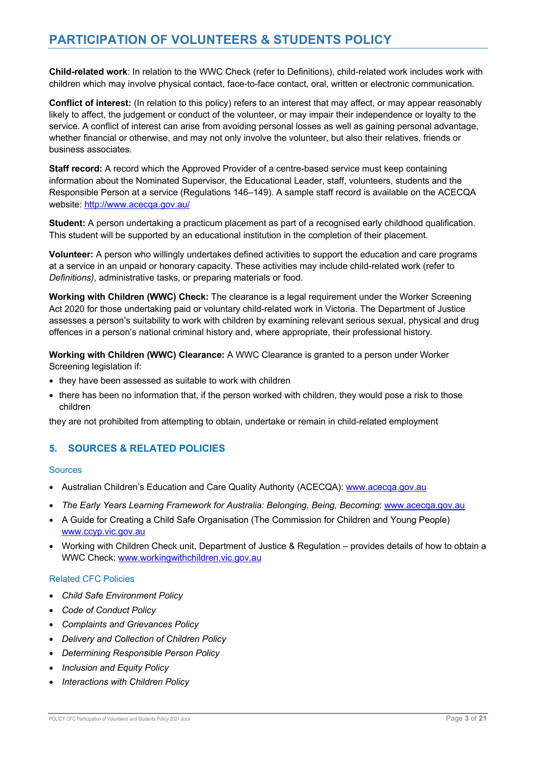**Child-related work**: In relation to the WWC Check (refer to Definitions), child-related work includes work with children which may involve physical contact, face-to-face contact, oral, written or electronic communication.

**Conflict of interest:** (In relation to this policy) refers to an interest that may affect, or may appear reasonably likely to affect, the judgement or conduct of the volunteer, or may impair their independence or loyalty to the service. A conflict of interest can arise from avoiding personal losses as well as gaining personal advantage, whether financial or otherwise, and may not only involve the volunteer, but also their relatives, friends or business associates.

**Staff record:** A record which the Approved Provider of a centre-based service must keep containing information about the Nominated Supervisor, the Educational Leader, staff, volunteers, students and the Responsible Person at a service (Regulations 146–149). A sample staff record is available on the ACECQA website: http://www.acecqa.gov.au/

**Student:** A person undertaking a practicum placement as part of a recognised early childhood qualification. This student will be supported by an educational institution in the completion of their placement.

**Volunteer:** A person who willingly undertakes defined activities to support the education and care programs at a service in an unpaid or honorary capacity. These activities may include child-related work (refer to *Definitions)*, administrative tasks, or preparing materials or food.

**Working with Children (WWC) Check:** The clearance is a legal requirement under the Worker Screening Act 2020 for those undertaking paid or voluntary child-related work in Victoria. The Department of Justice assesses a person's suitability to work with children by examining relevant serious sexual, physical and drug offences in a person's national criminal history and, where appropriate, their professional history.

**Working with Children (WWC) Clearance:** A WWC Clearance is granted to a person under Worker Screening legislation if:

- they have been assessed as suitable to work with children
- there has been no information that, if the person worked with children, they would pose a risk to those children

they are not prohibited from attempting to obtain, undertake or remain in child-related employment

## 5. SOURCES & RELATED POLICIES

### Sources

- Australian Children's Education and Care Quality Authority (ACECQA): www.acecqa.gov.au
- *The Early Years Learning Framework for Australia: Belonging, Being, Becoming*: www.acecqa.gov.au
- A Guide for Creating a Child Safe Organisation (The Commission for Children and Young People) www.ccyp.vic.gov.au
- Working with Children Check unit, Department of Justice & Regulation – provides details of how to obtain a WWC Check: www.workingwithchildren.vic.gov.au

### Related CFC Policies

- *Child Safe Environment Policy*
- *Code of Conduct Policy*
- *Complaints and Grievances Policy*
- *Delivery and Collection of Children Policy*
- *Determining Responsible Person Policy*
- *Inclusion and Equity Policy*
- *Interactions with Children Policy*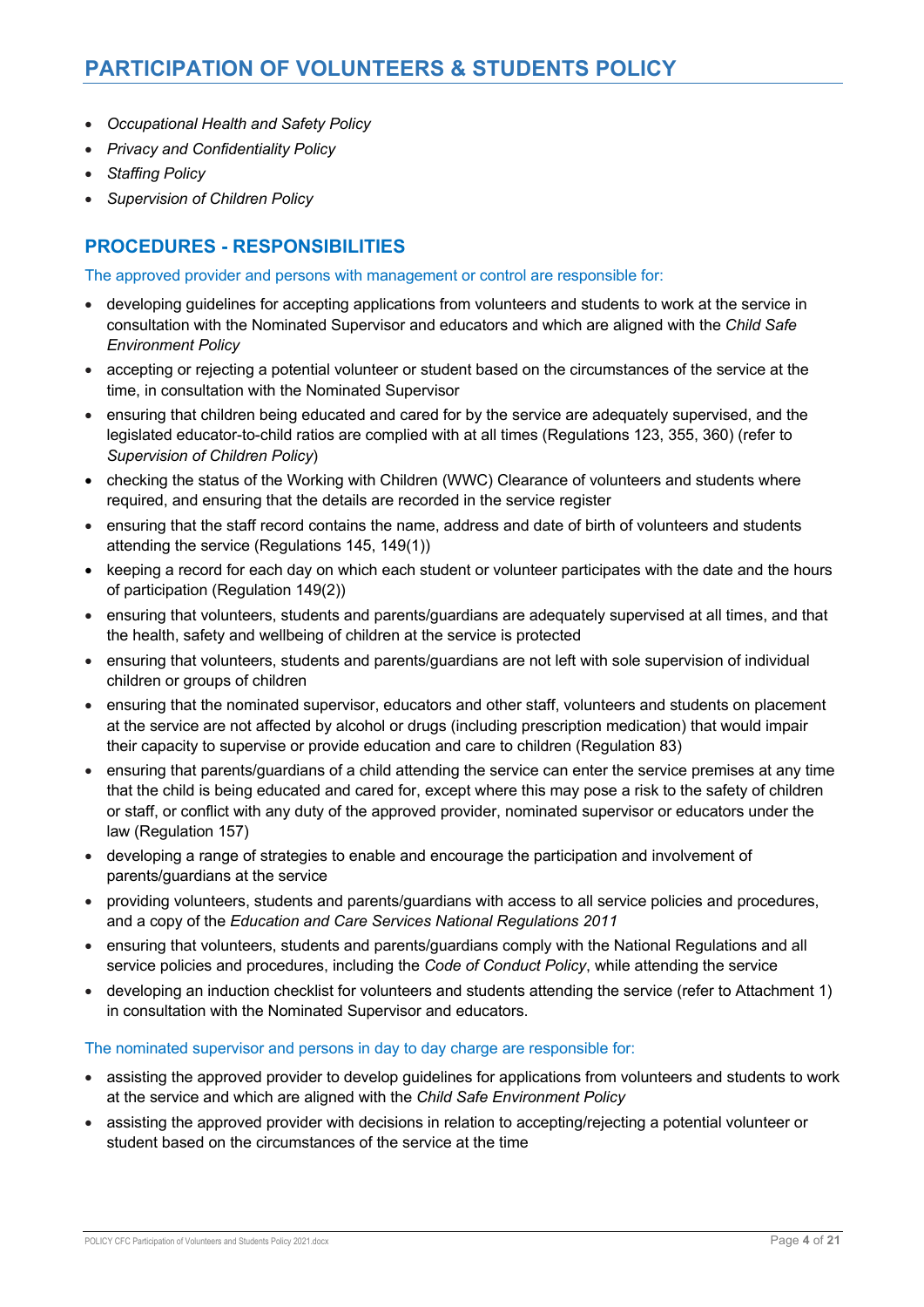- *Occupational Health and Safety Policy*
- *Privacy and Confidentiality Policy*
- *Staffing Policy*
- *Supervision of Children Policy*

## PROCEDURES - RESPONSIBILITIES

### The approved provider and persons with management or control are responsible for:

- developing guidelines for accepting applications from volunteers and students to work at the service in consultation with the Nominated Supervisor and educators and which are aligned with the *Child Safe Environment Policy*
- accepting or rejecting a potential volunteer or student based on the circumstances of the service at the time, in consultation with the Nominated Supervisor
- ensuring that children being educated and cared for by the service are adequately supervised, and the legislated educator-to-child ratios are complied with at all times (Regulations 123, 355, 360) (refer to *Supervision of Children Policy*)
- checking the status of the Working with Children (WWC) Clearance of volunteers and students where required, and ensuring that the details are recorded in the service register
- ensuring that the staff record contains the name, address and date of birth of volunteers and students attending the service (Regulations 145, 149(1))
- keeping a record for each day on which each student or volunteer participates with the date and the hours of participation (Regulation 149(2))
- ensuring that volunteers, students and parents/guardians are adequately supervised at all times, and that the health, safety and wellbeing of children at the service is protected
- ensuring that volunteers, students and parents/guardians are not left with sole supervision of individual children or groups of children
- ensuring that the nominated supervisor, educators and other staff, volunteers and students on placement at the service are not affected by alcohol or drugs (including prescription medication) that would impair their capacity to supervise or provide education and care to children (Regulation 83)
- ensuring that parents/guardians of a child attending the service can enter the service premises at any time that the child is being educated and cared for, except where this may pose a risk to the safety of children or staff, or conflict with any duty of the approved provider, nominated supervisor or educators under the law (Regulation 157)
- developing a range of strategies to enable and encourage the participation and involvement of parents/guardians at the service
- providing volunteers, students and parents/guardians with access to all service policies and procedures, and a copy of the *Education and Care Services National Regulations 2011*
- ensuring that volunteers, students and parents/guardians comply with the National Regulations and all service policies and procedures, including the *Code of Conduct Policy*, while attending the service
- developing an induction checklist for volunteers and students attending the service (refer to Attachment 1) in consultation with the Nominated Supervisor and educators.

### The nominated supervisor and persons in day to day charge are responsible for:

- assisting the approved provider to develop guidelines for applications from volunteers and students to work at the service and which are aligned with the *Child Safe Environment Policy*
- assisting the approved provider with decisions in relation to accepting/rejecting a potential volunteer or student based on the circumstances of the service at the time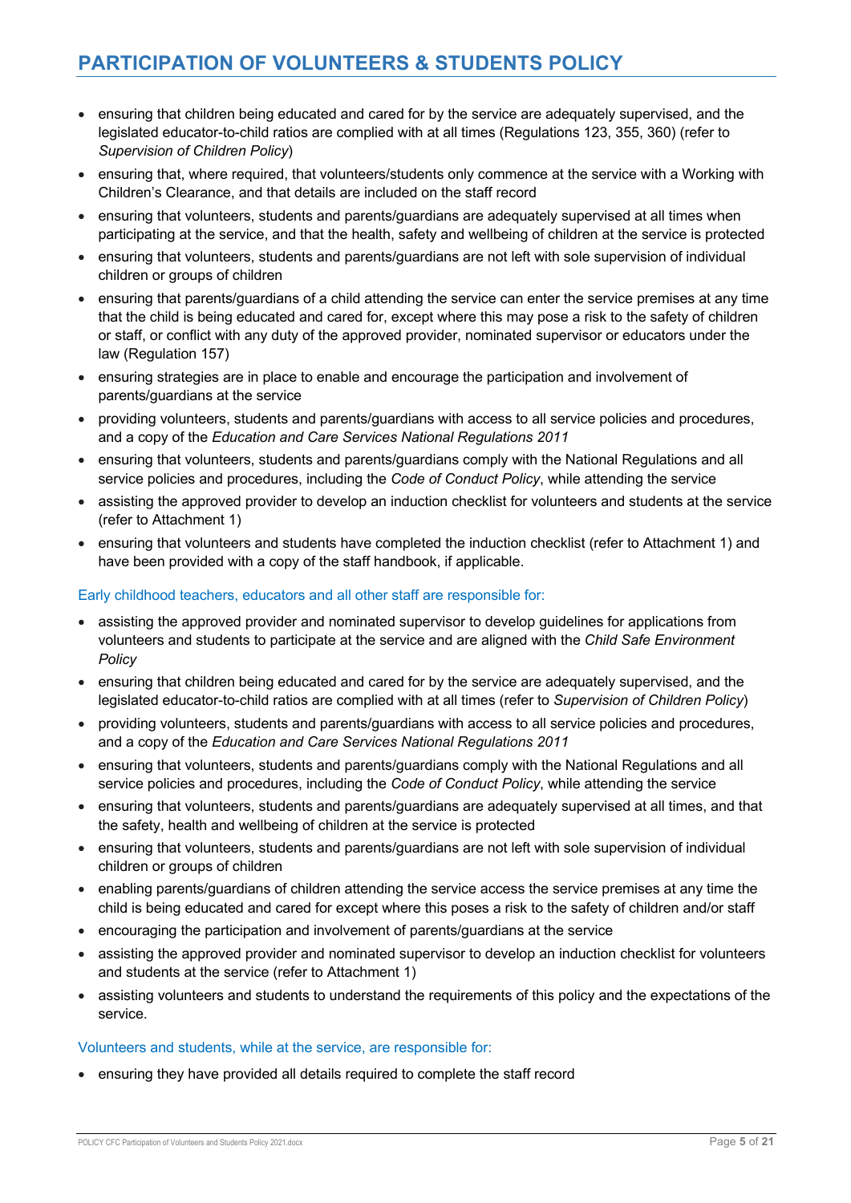- ensuring that children being educated and cared for by the service are adequately supervised, and the legislated educator-to-child ratios are complied with at all times (Regulations 123, 355, 360) (refer to *Supervision of Children Policy*)
- ensuring that, where required, that volunteers/students only commence at the service with a Working with Children's Clearance, and that details are included on the staff record
- ensuring that volunteers, students and parents/guardians are adequately supervised at all times when participating at the service, and that the health, safety and wellbeing of children at the service is protected
- ensuring that volunteers, students and parents/guardians are not left with sole supervision of individual children or groups of children
- ensuring that parents/guardians of a child attending the service can enter the service premises at any time that the child is being educated and cared for, except where this may pose a risk to the safety of children or staff, or conflict with any duty of the approved provider, nominated supervisor or educators under the law (Regulation 157)
- ensuring strategies are in place to enable and encourage the participation and involvement of parents/guardians at the service
- providing volunteers, students and parents/guardians with access to all service policies and procedures, and a copy of the *Education and Care Services National Regulations 2011*
- ensuring that volunteers, students and parents/guardians comply with the National Regulations and all service policies and procedures, including the *Code of Conduct Policy*, while attending the service
- assisting the approved provider to develop an induction checklist for volunteers and students at the service (refer to Attachment 1)
- ensuring that volunteers and students have completed the induction checklist (refer to Attachment 1) and have been provided with a copy of the staff handbook, if applicable.

### Early childhood teachers, educators and all other staff are responsible for:

- assisting the approved provider and nominated supervisor to develop guidelines for applications from volunteers and students to participate at the service and are aligned with the *Child Safe Environment Policy*
- ensuring that children being educated and cared for by the service are adequately supervised, and the legislated educator-to-child ratios are complied with at all times (refer to *Supervision of Children Policy*)
- providing volunteers, students and parents/guardians with access to all service policies and procedures, and a copy of the *Education and Care Services National Regulations 2011*
- ensuring that volunteers, students and parents/guardians comply with the National Regulations and all service policies and procedures, including the *Code of Conduct Policy*, while attending the service
- ensuring that volunteers, students and parents/guardians are adequately supervised at all times, and that the safety, health and wellbeing of children at the service is protected
- ensuring that volunteers, students and parents/guardians are not left with sole supervision of individual children or groups of children
- enabling parents/guardians of children attending the service access the service premises at any time the child is being educated and cared for except where this poses a risk to the safety of children and/or staff
- encouraging the participation and involvement of parents/guardians at the service
- assisting the approved provider and nominated supervisor to develop an induction checklist for volunteers and students at the service (refer to Attachment 1)
- assisting volunteers and students to understand the requirements of this policy and the expectations of the service.

### Volunteers and students, while at the service, are responsible for:

- ensuring they have provided all details required to complete the staff record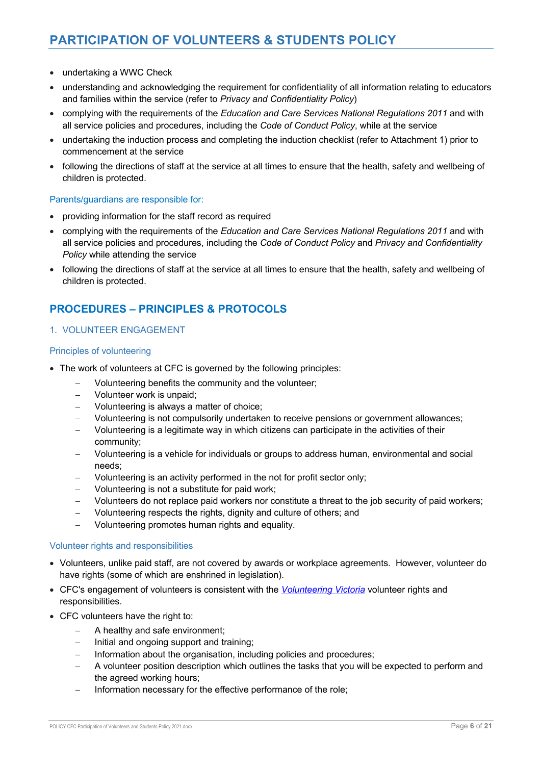- undertaking a WWC Check
- understanding and acknowledging the requirement for confidentiality of all information relating to educators and families within the service (refer to *Privacy and Confidentiality Policy*)
- complying with the requirements of the *Education and Care Services National Regulations 2011* and with all service policies and procedures, including the *Code of Conduct Policy*, while at the service
- undertaking the induction process and completing the induction checklist (refer to Attachment 1) prior to commencement at the service
- following the directions of staff at the service at all times to ensure that the health, safety and wellbeing of children is protected.

### Parents/guardians are responsible for:

- providing information for the staff record as required
- complying with the requirements of the *Education and Care Services National Regulations 2011* and with all service policies and procedures, including the *Code of Conduct Policy* and *Privacy and Confidentiality Policy* while attending the service
- following the directions of staff at the service at all times to ensure that the health, safety and wellbeing of children is protected.

## PROCEDURES – PRINCIPLES & PROTOCOLS

### 1. VOLUNTEER ENGAGEMENT

#### Principles of volunteering

- The work of volunteers at CFC is governed by the following principles:
  - Volunteering benefits the community and the volunteer;
  - Volunteer work is unpaid;
  - Volunteering is always a matter of choice;
  - Volunteering is not compulsorily undertaken to receive pensions or government allowances;
  - Volunteering is a legitimate way in which citizens can participate in the activities of their community;
  - Volunteering is a vehicle for individuals or groups to address human, environmental and social needs;
  - Volunteering is an activity performed in the not for profit sector only;
  - Volunteering is not a substitute for paid work;
  - Volunteers do not replace paid workers nor constitute a threat to the job security of paid workers;
  - Volunteering respects the rights, dignity and culture of others; and
  - Volunteering promotes human rights and equality.

#### Volunteer rights and responsibilities

- Volunteers, unlike paid staff, are not covered by awards or workplace agreements. However, volunteer do have rights (some of which are enshrined in legislation).
- CFC's engagement of volunteers is consistent with the *Volunteering Victoria* volunteer rights and responsibilities.
- CFC volunteers have the right to:
  - A healthy and safe environment;
  - Initial and ongoing support and training;
  - Information about the organisation, including policies and procedures;
  - A volunteer position description which outlines the tasks that you will be expected to perform and the agreed working hours;
  - Information necessary for the effective performance of the role;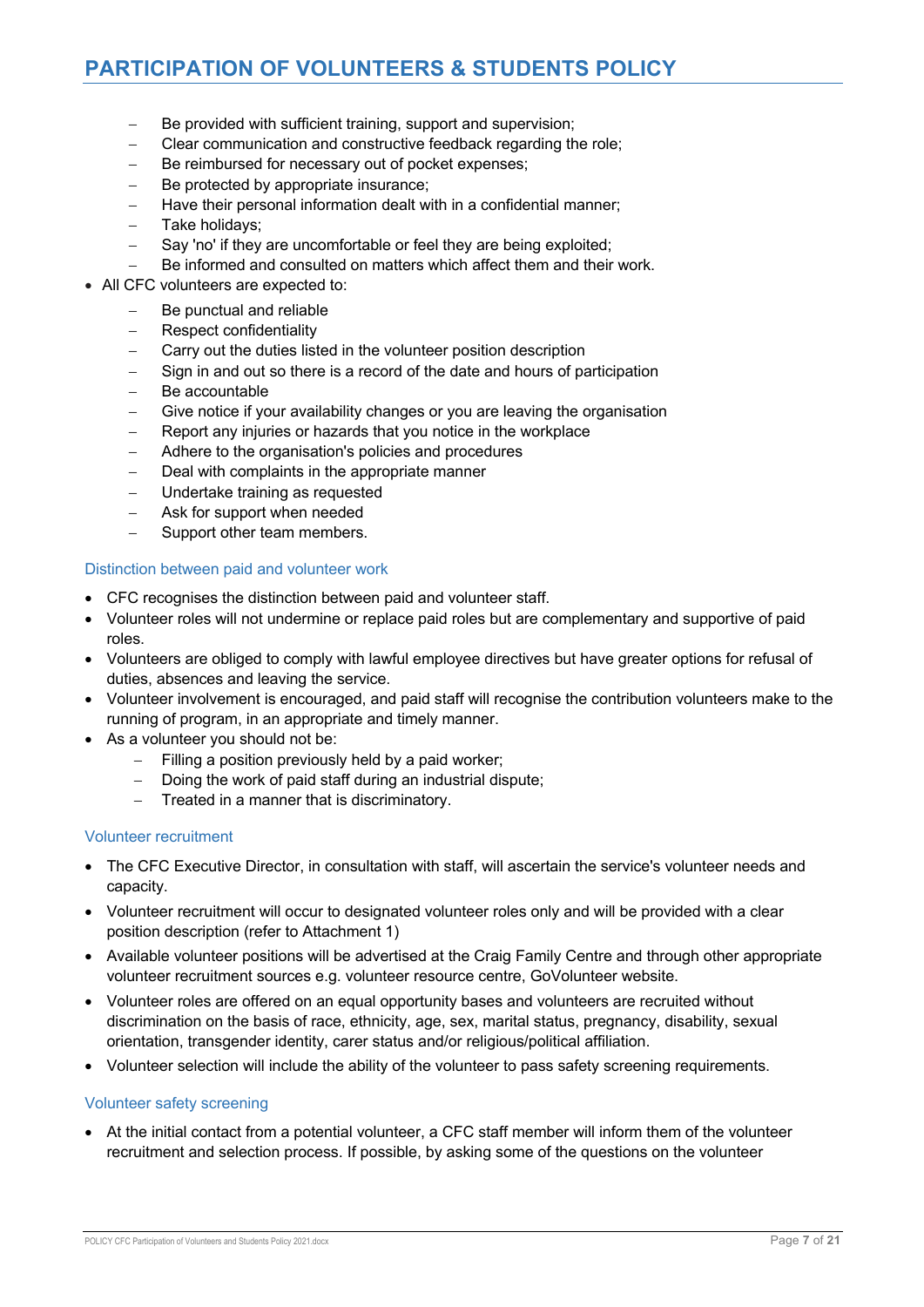- Be provided with sufficient training, support and supervision;
  - Clear communication and constructive feedback regarding the role;
  - Be reimbursed for necessary out of pocket expenses;
  - Be protected by appropriate insurance;
  - Have their personal information dealt with in a confidential manner;
  - Take holidays;
  - Say 'no' if they are uncomfortable or feel they are being exploited;
  - Be informed and consulted on matters which affect them and their work.
- All CFC volunteers are expected to:
  - Be punctual and reliable
  - Respect confidentiality
  - Carry out the duties listed in the volunteer position description
  - Sign in and out so there is a record of the date and hours of participation
  - Be accountable
  - Give notice if your availability changes or you are leaving the organisation
  - Report any injuries or hazards that you notice in the workplace
  - Adhere to the organisation's policies and procedures
  - Deal with complaints in the appropriate manner
  - Undertake training as requested
  - Ask for support when needed
  - Support other team members.

### Distinction between paid and volunteer work

- CFC recognises the distinction between paid and volunteer staff.
- Volunteer roles will not undermine or replace paid roles but are complementary and supportive of paid roles.
- Volunteers are obliged to comply with lawful employee directives but have greater options for refusal of duties, absences and leaving the service.
- Volunteer involvement is encouraged, and paid staff will recognise the contribution volunteers make to the running of program, in an appropriate and timely manner.
- As a volunteer you should not be:
  - Filling a position previously held by a paid worker;
  - Doing the work of paid staff during an industrial dispute;
  - Treated in a manner that is discriminatory.

### Volunteer recruitment

- The CFC Executive Director, in consultation with staff, will ascertain the service's volunteer needs and capacity.
- Volunteer recruitment will occur to designated volunteer roles only and will be provided with a clear position description (refer to Attachment 1)
- Available volunteer positions will be advertised at the Craig Family Centre and through other appropriate volunteer recruitment sources e.g. volunteer resource centre, GoVolunteer website.
- Volunteer roles are offered on an equal opportunity bases and volunteers are recruited without discrimination on the basis of race, ethnicity, age, sex, marital status, pregnancy, disability, sexual orientation, transgender identity, carer status and/or religious/political affiliation.
- Volunteer selection will include the ability of the volunteer to pass safety screening requirements.

### Volunteer safety screening

- At the initial contact from a potential volunteer, a CFC staff member will inform them of the volunteer recruitment and selection process. If possible, by asking some of the questions on the volunteer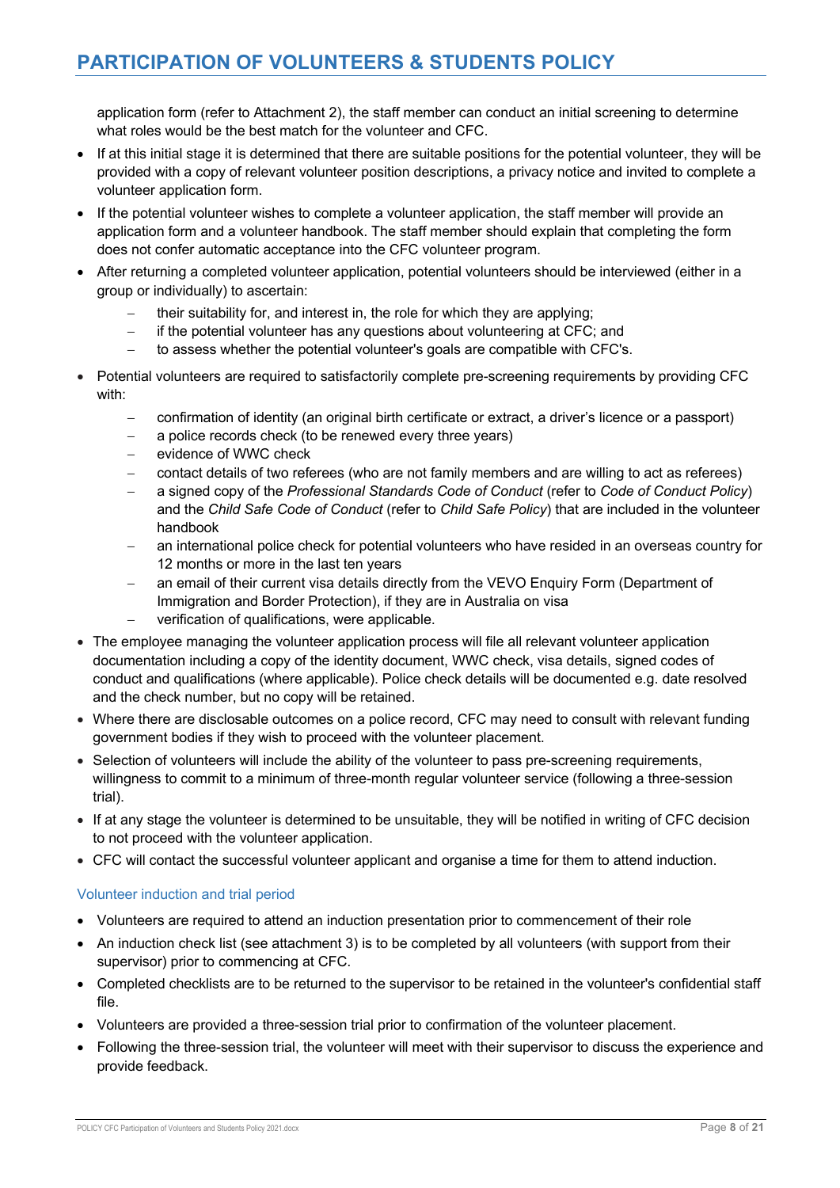application form (refer to Attachment 2), the staff member can conduct an initial screening to determine what roles would be the best match for the volunteer and CFC.

- If at this initial stage it is determined that there are suitable positions for the potential volunteer, they will be provided with a copy of relevant volunteer position descriptions, a privacy notice and invited to complete a volunteer application form.
- If the potential volunteer wishes to complete a volunteer application, the staff member will provide an application form and a volunteer handbook. The staff member should explain that completing the form does not confer automatic acceptance into the CFC volunteer program.
- After returning a completed volunteer application, potential volunteers should be interviewed (either in a group or individually) to ascertain:
  - their suitability for, and interest in, the role for which they are applying;
  - if the potential volunteer has any questions about volunteering at CFC; and
  - to assess whether the potential volunteer's goals are compatible with CFC's.
- Potential volunteers are required to satisfactorily complete pre-screening requirements by providing CFC with:
  - confirmation of identity (an original birth certificate or extract, a driver's licence or a passport)
  - a police records check (to be renewed every three years)
  - evidence of WWC check
  - contact details of two referees (who are not family members and are willing to act as referees)
  - a signed copy of the *Professional Standards Code of Conduct* (refer to *Code of Conduct Policy*) and the *Child Safe Code of Conduct* (refer to *Child Safe Policy*) that are included in the volunteer handbook
  - an international police check for potential volunteers who have resided in an overseas country for 12 months or more in the last ten years
  - an email of their current visa details directly from the VEVO Enquiry Form (Department of Immigration and Border Protection), if they are in Australia on visa
  - verification of qualifications, were applicable.
- The employee managing the volunteer application process will file all relevant volunteer application documentation including a copy of the identity document, WWC check, visa details, signed codes of conduct and qualifications (where applicable). Police check details will be documented e.g. date resolved and the check number, but no copy will be retained.
- Where there are disclosable outcomes on a police record, CFC may need to consult with relevant funding government bodies if they wish to proceed with the volunteer placement.
- Selection of volunteers will include the ability of the volunteer to pass pre-screening requirements, willingness to commit to a minimum of three-month regular volunteer service (following a three-session trial).
- If at any stage the volunteer is determined to be unsuitable, they will be notified in writing of CFC decision to not proceed with the volunteer application.
- CFC will contact the successful volunteer applicant and organise a time for them to attend induction.

### Volunteer induction and trial period

- Volunteers are required to attend an induction presentation prior to commencement of their role
- An induction check list (see attachment 3) is to be completed by all volunteers (with support from their supervisor) prior to commencing at CFC.
- Completed checklists are to be returned to the supervisor to be retained in the volunteer's confidential staff file.
- Volunteers are provided a three-session trial prior to confirmation of the volunteer placement.
- Following the three-session trial, the volunteer will meet with their supervisor to discuss the experience and provide feedback.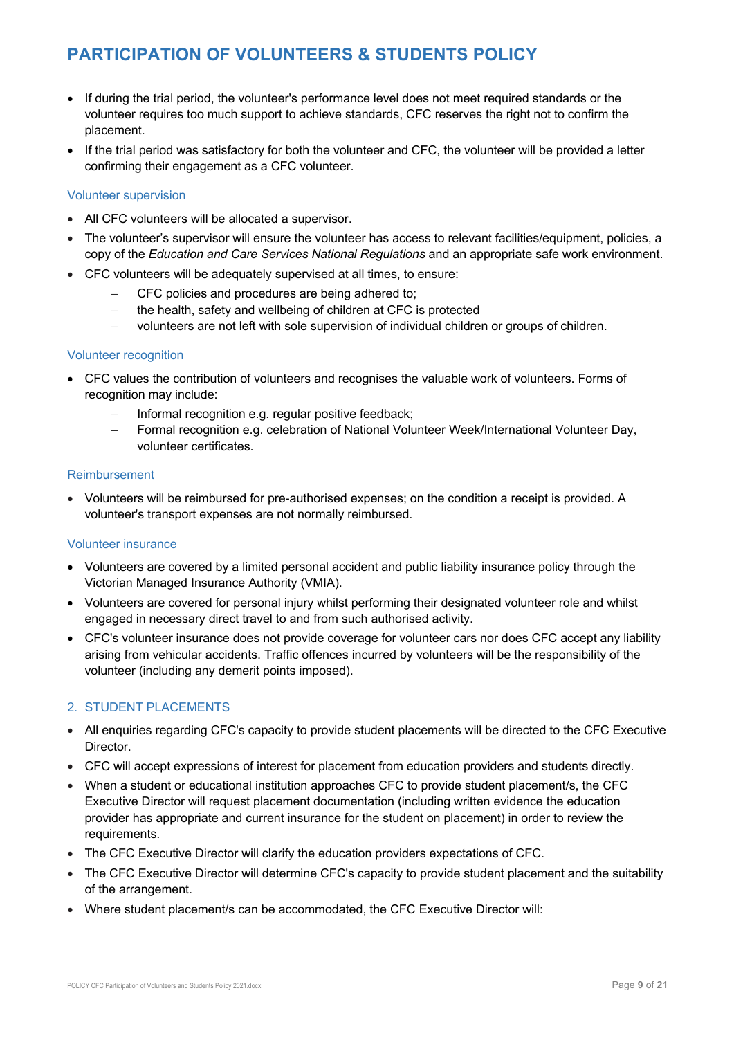- If during the trial period, the volunteer's performance level does not meet required standards or the volunteer requires too much support to achieve standards, CFC reserves the right not to confirm the placement.
- If the trial period was satisfactory for both the volunteer and CFC, the volunteer will be provided a letter confirming their engagement as a CFC volunteer.

### Volunteer supervision

- All CFC volunteers will be allocated a supervisor.
- The volunteer's supervisor will ensure the volunteer has access to relevant facilities/equipment, policies, a copy of the *Education and Care Services National Regulations* and an appropriate safe work environment.
- CFC volunteers will be adequately supervised at all times, to ensure:
  - CFC policies and procedures are being adhered to;
  - the health, safety and wellbeing of children at CFC is protected
  - volunteers are not left with sole supervision of individual children or groups of children.

### Volunteer recognition

- CFC values the contribution of volunteers and recognises the valuable work of volunteers. Forms of recognition may include:
  - Informal recognition e.g. regular positive feedback;
  - Formal recognition e.g. celebration of National Volunteer Week/International Volunteer Day, volunteer certificates.

### Reimbursement

- Volunteers will be reimbursed for pre-authorised expenses; on the condition a receipt is provided. A volunteer's transport expenses are not normally reimbursed.

### Volunteer insurance

- Volunteers are covered by a limited personal accident and public liability insurance policy through the Victorian Managed Insurance Authority (VMIA).
- Volunteers are covered for personal injury whilst performing their designated volunteer role and whilst engaged in necessary direct travel to and from such authorised activity.
- CFC's volunteer insurance does not provide coverage for volunteer cars nor does CFC accept any liability arising from vehicular accidents. Traffic offences incurred by volunteers will be the responsibility of the volunteer (including any demerit points imposed).

## 2. STUDENT PLACEMENTS

- All enquiries regarding CFC's capacity to provide student placements will be directed to the CFC Executive Director.
- CFC will accept expressions of interest for placement from education providers and students directly.
- When a student or educational institution approaches CFC to provide student placement/s, the CFC Executive Director will request placement documentation (including written evidence the education provider has appropriate and current insurance for the student on placement) in order to review the requirements.
- The CFC Executive Director will clarify the education providers expectations of CFC.
- The CFC Executive Director will determine CFC's capacity to provide student placement and the suitability of the arrangement.
- Where student placement/s can be accommodated, the CFC Executive Director will: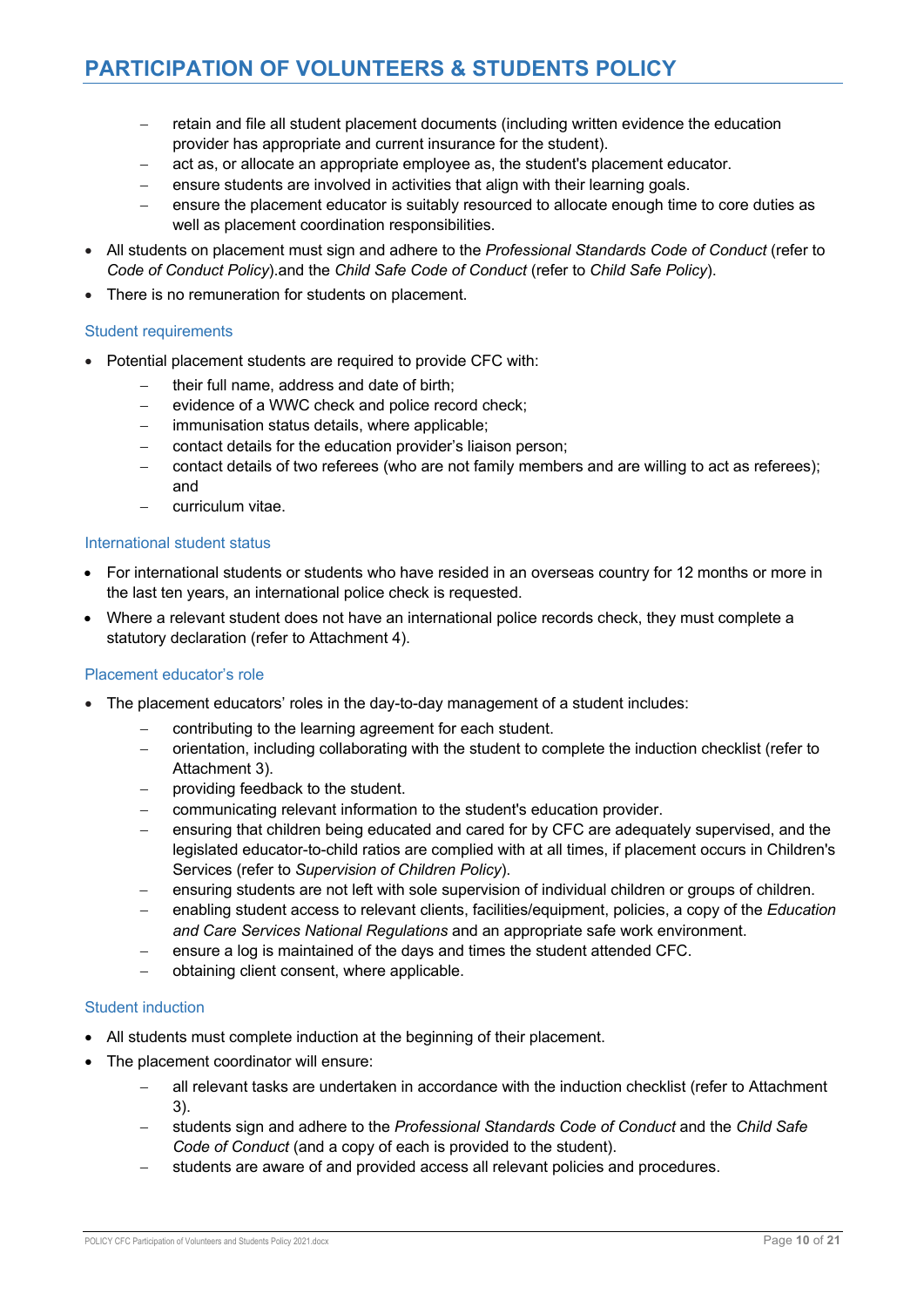- retain and file all student placement documents (including written evidence the education provider has appropriate and current insurance for the student).
  - act as, or allocate an appropriate employee as, the student's placement educator.
  - ensure students are involved in activities that align with their learning goals.
  - ensure the placement educator is suitably resourced to allocate enough time to core duties as well as placement coordination responsibilities.
- All students on placement must sign and adhere to the *Professional Standards Code of Conduct* (refer to *Code of Conduct Policy*).and the *Child Safe Code of Conduct* (refer to *Child Safe Policy*).
- There is no remuneration for students on placement.

### Student requirements

- Potential placement students are required to provide CFC with:
  - their full name, address and date of birth;
  - evidence of a WWC check and police record check;
  - immunisation status details, where applicable;
  - contact details for the education provider's liaison person;
  - contact details of two referees (who are not family members and are willing to act as referees); and
  - curriculum vitae.

### International student status

- For international students or students who have resided in an overseas country for 12 months or more in the last ten years, an international police check is requested.
- Where a relevant student does not have an international police records check, they must complete a statutory declaration (refer to Attachment 4).

### Placement educator's role

- The placement educators' roles in the day-to-day management of a student includes:
  - contributing to the learning agreement for each student.
  - orientation, including collaborating with the student to complete the induction checklist (refer to Attachment 3).
  - providing feedback to the student.
  - communicating relevant information to the student's education provider.
  - ensuring that children being educated and cared for by CFC are adequately supervised, and the legislated educator-to-child ratios are complied with at all times, if placement occurs in Children's Services (refer to *Supervision of Children Policy*).
  - ensuring students are not left with sole supervision of individual children or groups of children.
  - enabling student access to relevant clients, facilities/equipment, policies, a copy of the *Education and Care Services National Regulations* and an appropriate safe work environment.
  - ensure a log is maintained of the days and times the student attended CFC.
  - obtaining client consent, where applicable.

### Student induction

- All students must complete induction at the beginning of their placement.
- The placement coordinator will ensure:
  - all relevant tasks are undertaken in accordance with the induction checklist (refer to Attachment 3).
  - students sign and adhere to the *Professional Standards Code of Conduct* and the *Child Safe Code of Conduct* (and a copy of each is provided to the student).
  - students are aware of and provided access all relevant policies and procedures.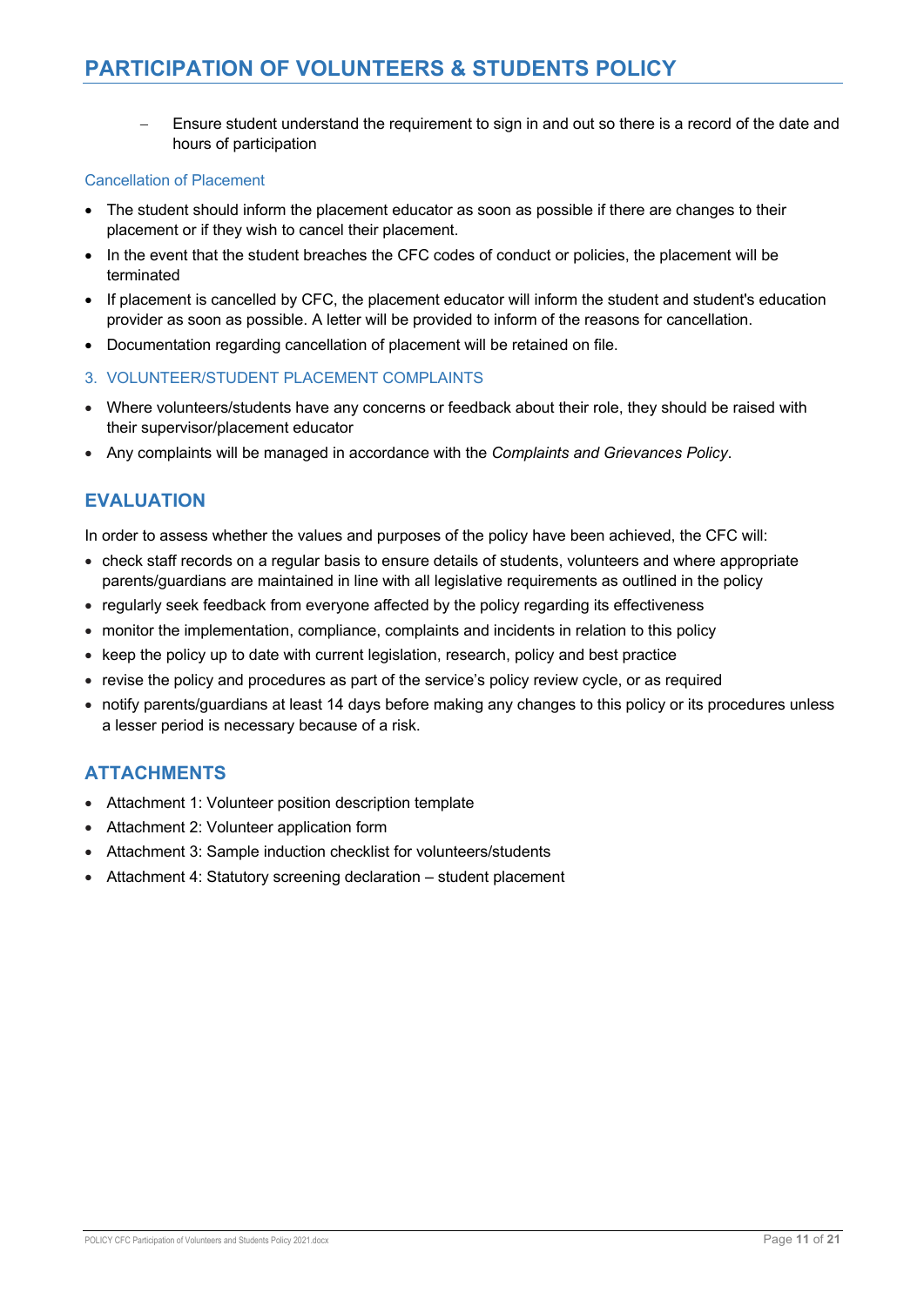- Ensure student understand the requirement to sign in and out so there is a record of the date and hours of participation

#### Cancellation of Placement

- The student should inform the placement educator as soon as possible if there are changes to their placement or if they wish to cancel their placement.
- In the event that the student breaches the CFC codes of conduct or policies, the placement will be terminated
- If placement is cancelled by CFC, the placement educator will inform the student and student's education provider as soon as possible. A letter will be provided to inform of the reasons for cancellation.
- Documentation regarding cancellation of placement will be retained on file.

### 3. VOLUNTEER/STUDENT PLACEMENT COMPLAINTS

- Where volunteers/students have any concerns or feedback about their role, they should be raised with their supervisor/placement educator
- Any complaints will be managed in accordance with the *Complaints and Grievances Policy*.

## EVALUATION

In order to assess whether the values and purposes of the policy have been achieved, the CFC will:

- check staff records on a regular basis to ensure details of students, volunteers and where appropriate parents/guardians are maintained in line with all legislative requirements as outlined in the policy
- regularly seek feedback from everyone affected by the policy regarding its effectiveness
- monitor the implementation, compliance, complaints and incidents in relation to this policy
- keep the policy up to date with current legislation, research, policy and best practice
- revise the policy and procedures as part of the service's policy review cycle, or as required
- notify parents/guardians at least 14 days before making any changes to this policy or its procedures unless a lesser period is necessary because of a risk.

## ATTACHMENTS

- Attachment 1: Volunteer position description template
- Attachment 2: Volunteer application form
- Attachment 3: Sample induction checklist for volunteers/students
- Attachment 4: Statutory screening declaration – student placement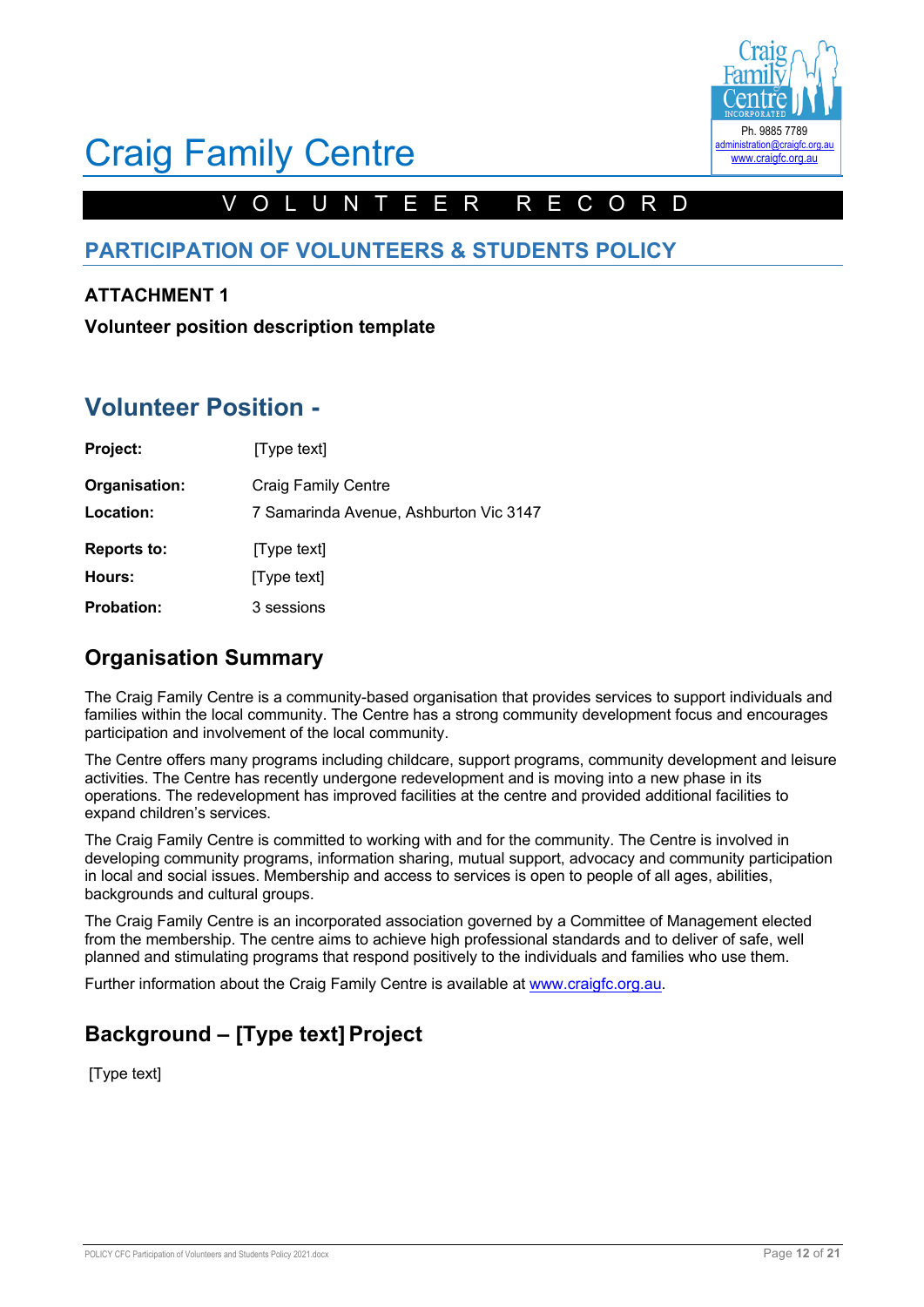# Craig Family Centre

Ph. 9885 7789
administration@craigfc.org.au
www.craigfc.org.au

V O L U N T E E R   R E C O R D

## PARTICIPATION OF VOLUNTEERS & STUDENTS POLICY

**ATTACHMENT 1**

**Volunteer position description template**

## Volunteer Position -

| | |
|---|---|
| **Project:** | [Type text] |
| **Organisation:** | Craig Family Centre |
| **Location:** | 7 Samarinda Avenue, Ashburton Vic 3147 |
| **Reports to:** | [Type text] |
| **Hours:** | [Type text] |
| **Probation:** | 3 sessions |

## Organisation Summary

The Craig Family Centre is a community-based organisation that provides services to support individuals and families within the local community. The Centre has a strong community development focus and encourages participation and involvement of the local community.

The Centre offers many programs including childcare, support programs, community development and leisure activities. The Centre has recently undergone redevelopment and is moving into a new phase in its operations. The redevelopment has improved facilities at the centre and provided additional facilities to expand children's services.

The Craig Family Centre is committed to working with and for the community. The Centre is involved in developing community programs, information sharing, mutual support, advocacy and community participation in local and social issues. Membership and access to services is open to people of all ages, abilities, backgrounds and cultural groups.

The Craig Family Centre is an incorporated association governed by a Committee of Management elected from the membership. The centre aims to achieve high professional standards and to deliver of safe, well planned and stimulating programs that respond positively to the individuals and families who use them.

Further information about the Craig Family Centre is available at www.craigfc.org.au.

## Background – [Type text] Project

[Type text]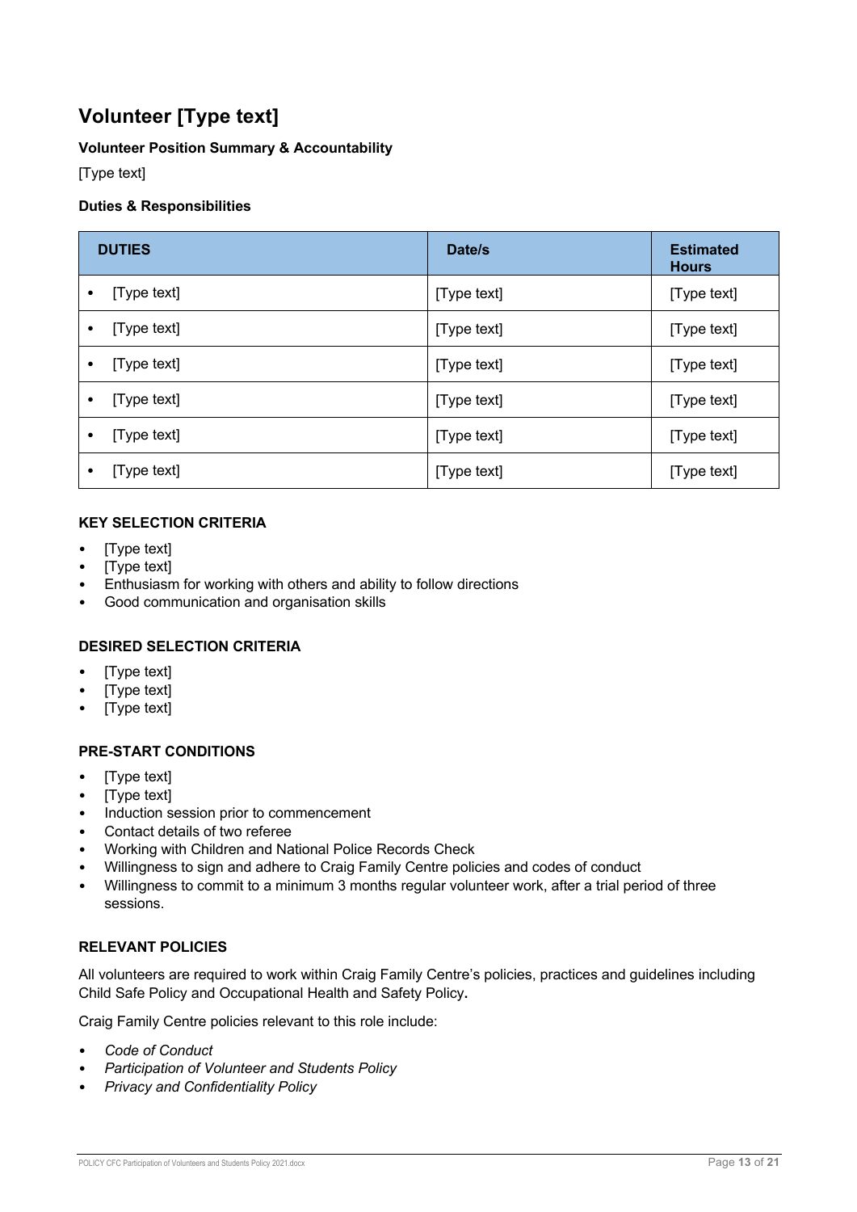## Volunteer [Type text]

**Volunteer Position Summary & Accountability**

[Type text]

**Duties & Responsibilities**

| DUTIES | Date/s | Estimated Hours |
|---|---|---|
| • [Type text] | [Type text] | [Type text] |
| • [Type text] | [Type text] | [Type text] |
| • [Type text] | [Type text] | [Type text] |
| • [Type text] | [Type text] | [Type text] |
| • [Type text] | [Type text] | [Type text] |
| • [Type text] | [Type text] | [Type text] |

**KEY SELECTION CRITERIA**

- [Type text]
- [Type text]
- Enthusiasm for working with others and ability to follow directions
- Good communication and organisation skills

**DESIRED SELECTION CRITERIA**

- [Type text]
- [Type text]
- [Type text]

**PRE-START CONDITIONS**

- [Type text]
- [Type text]
- Induction session prior to commencement
- Contact details of two referee
- Working with Children and National Police Records Check
- Willingness to sign and adhere to Craig Family Centre policies and codes of conduct
- Willingness to commit to a minimum 3 months regular volunteer work, after a trial period of three sessions.

**RELEVANT POLICIES**

All volunteers are required to work within Craig Family Centre's policies, practices and guidelines including Child Safe Policy and Occupational Health and Safety Policy**.**

Craig Family Centre policies relevant to this role include:

- *Code of Conduct*
- *Participation of Volunteer and Students Policy*
- *Privacy and Confidentiality Policy*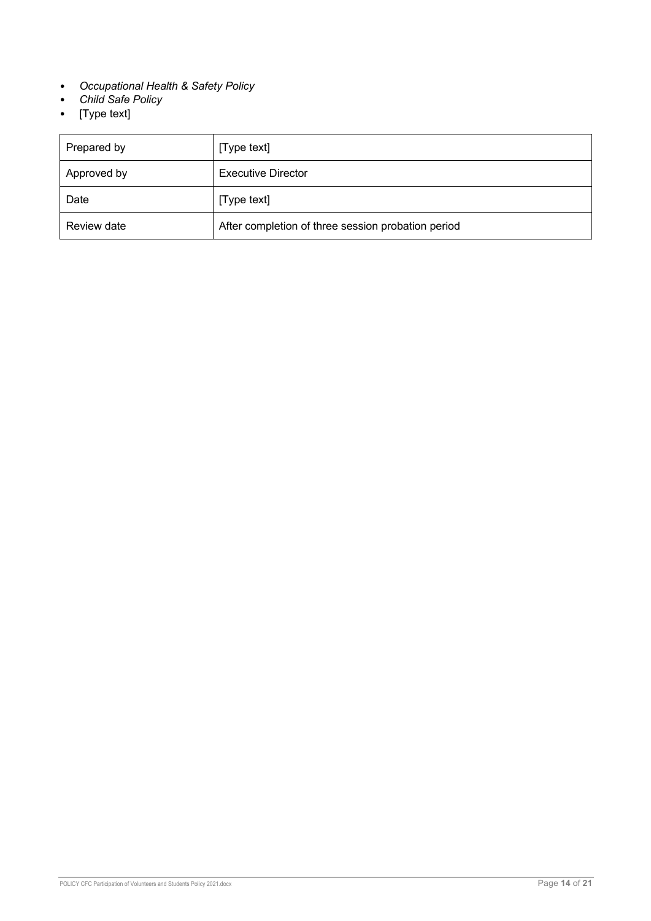- *Occupational Health & Safety Policy*
- *Child Safe Policy*
- [Type text]

| Prepared by | [Type text] |
|---|---|
| Approved by | Executive Director |
| Date | [Type text] |
| Review date | After completion of three session probation period |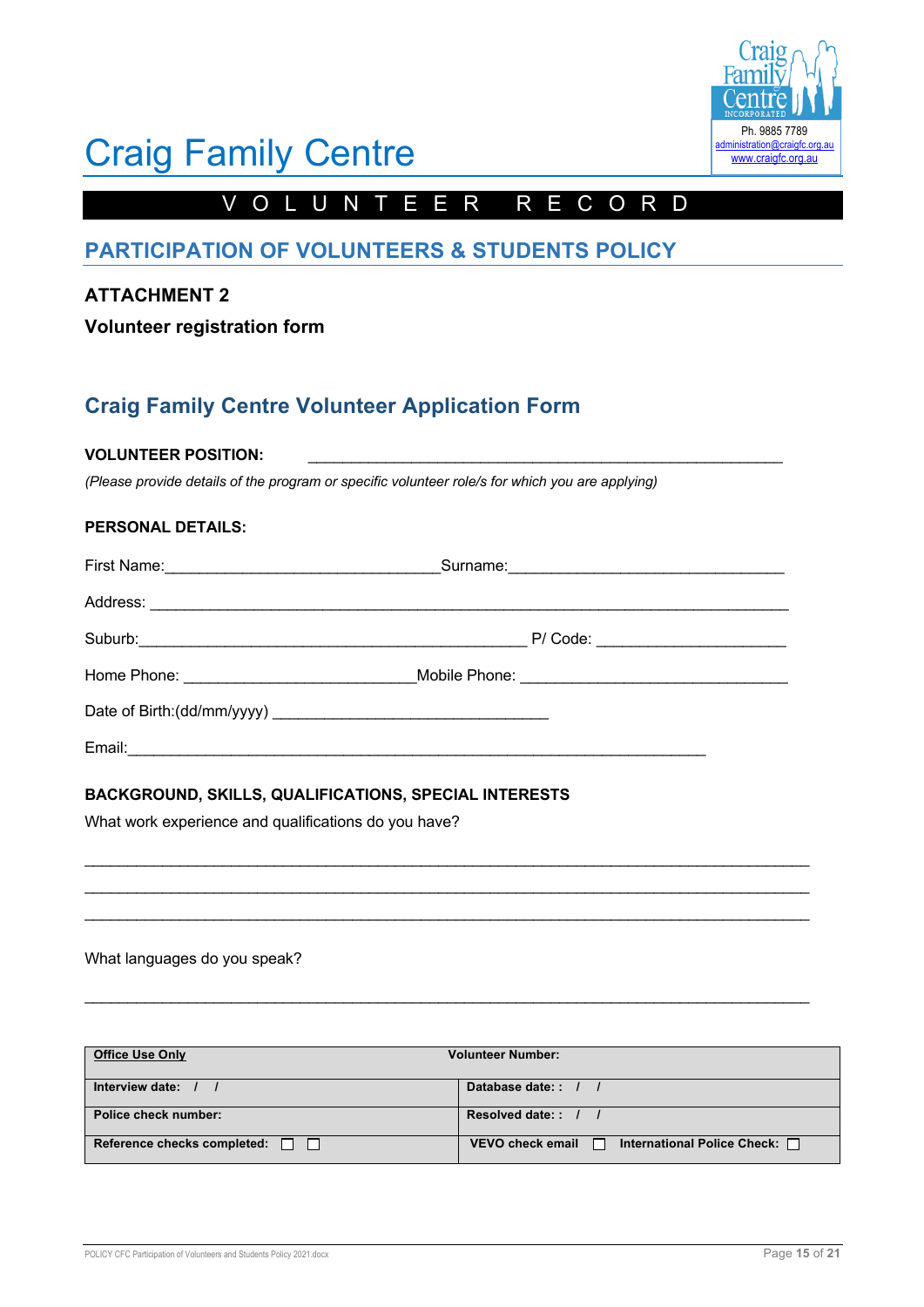# Craig Family Centre

Ph. 9885 7789
administration@craigfc.org.au
www.craigfc.org.au

VOLUNTEER RECORD

## PARTICIPATION OF VOLUNTEERS & STUDENTS POLICY

### ATTACHMENT 2

**Volunteer registration form**

## Craig Family Centre Volunteer Application Form

**VOLUNTEER POSITION:** ________________________________________________________

*(Please provide details of the program or specific volunteer role/s for which you are applying)*

**PERSONAL DETAILS:**

First Name:_______________________________Surname:_______________________________

Address: _____________________________________________________________________

Suburb:____________________________________________ P/ Code: _____________________

Home Phone: _________________________Mobile Phone: _____________________________

Date of Birth:(dd/mm/yyyy) _______________________________

Email:_________________________________________________________________

**BACKGROUND, SKILLS, QUALIFICATIONS, SPECIAL INTERESTS**

What work experience and qualifications do you have?

_______________________________________________________________________________

_______________________________________________________________________________

_______________________________________________________________________________

What languages do you speak?

_______________________________________________________________________________

| **Office Use Only** | **Volunteer Number:** |
|---|---|
| **Interview date: / /** | **Database date: : / /** |
| **Police check number:** | **Resolved date: : / /** |
| **Reference checks completed:** ☐ ☐ | **VEVO check email** ☐ **International Police Check:** ☐ |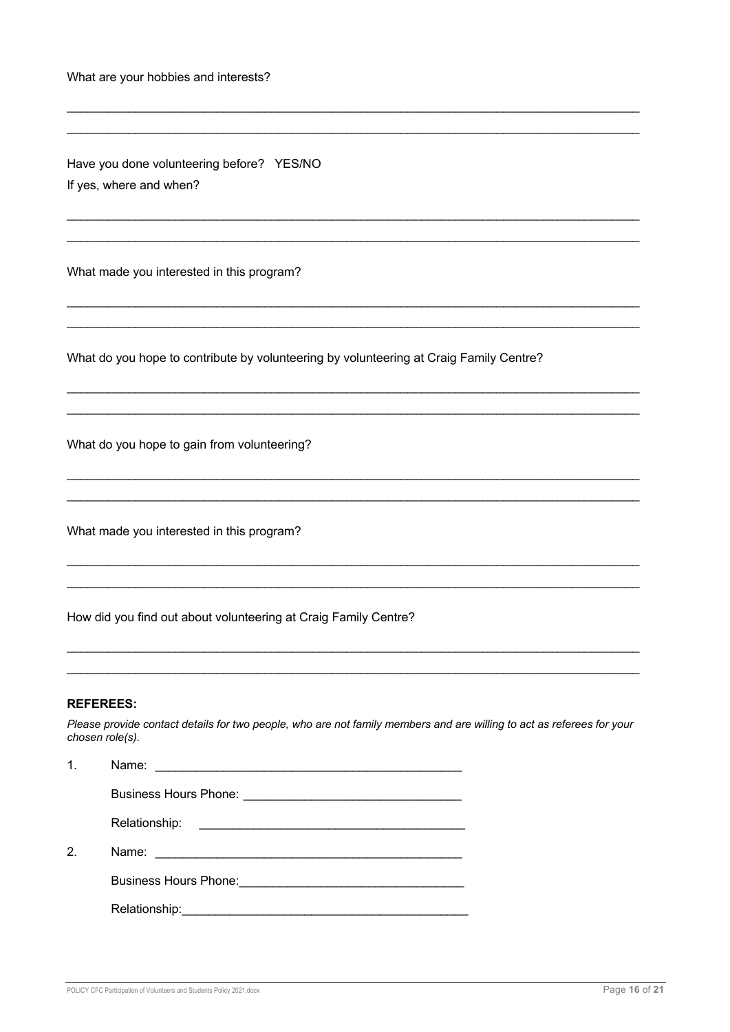What are your hobbies and interests?

\_\_\_\_\_\_\_\_\_\_\_\_\_\_\_\_\_\_\_\_\_\_\_\_\_\_\_\_\_\_\_\_\_\_\_\_\_\_\_\_\_\_\_\_\_\_\_\_\_\_\_\_\_\_\_\_\_\_\_\_\_\_\_\_\_\_\_\_\_\_\_\_\_\_\_\_\_\_

\_\_\_\_\_\_\_\_\_\_\_\_\_\_\_\_\_\_\_\_\_\_\_\_\_\_\_\_\_\_\_\_\_\_\_\_\_\_\_\_\_\_\_\_\_\_\_\_\_\_\_\_\_\_\_\_\_\_\_\_\_\_\_\_\_\_\_\_\_\_\_\_\_\_\_\_\_\_

Have you done volunteering before? YES/NO

If yes, where and when?

\_\_\_\_\_\_\_\_\_\_\_\_\_\_\_\_\_\_\_\_\_\_\_\_\_\_\_\_\_\_\_\_\_\_\_\_\_\_\_\_\_\_\_\_\_\_\_\_\_\_\_\_\_\_\_\_\_\_\_\_\_\_\_\_\_\_\_\_\_\_\_\_\_\_\_\_\_\_

\_\_\_\_\_\_\_\_\_\_\_\_\_\_\_\_\_\_\_\_\_\_\_\_\_\_\_\_\_\_\_\_\_\_\_\_\_\_\_\_\_\_\_\_\_\_\_\_\_\_\_\_\_\_\_\_\_\_\_\_\_\_\_\_\_\_\_\_\_\_\_\_\_\_\_\_\_\_

What made you interested in this program?

\_\_\_\_\_\_\_\_\_\_\_\_\_\_\_\_\_\_\_\_\_\_\_\_\_\_\_\_\_\_\_\_\_\_\_\_\_\_\_\_\_\_\_\_\_\_\_\_\_\_\_\_\_\_\_\_\_\_\_\_\_\_\_\_\_\_\_\_\_\_\_\_\_\_\_\_\_\_

\_\_\_\_\_\_\_\_\_\_\_\_\_\_\_\_\_\_\_\_\_\_\_\_\_\_\_\_\_\_\_\_\_\_\_\_\_\_\_\_\_\_\_\_\_\_\_\_\_\_\_\_\_\_\_\_\_\_\_\_\_\_\_\_\_\_\_\_\_\_\_\_\_\_\_\_\_\_

What do you hope to contribute by volunteering by volunteering at Craig Family Centre?

\_\_\_\_\_\_\_\_\_\_\_\_\_\_\_\_\_\_\_\_\_\_\_\_\_\_\_\_\_\_\_\_\_\_\_\_\_\_\_\_\_\_\_\_\_\_\_\_\_\_\_\_\_\_\_\_\_\_\_\_\_\_\_\_\_\_\_\_\_\_\_\_\_\_\_\_\_\_

\_\_\_\_\_\_\_\_\_\_\_\_\_\_\_\_\_\_\_\_\_\_\_\_\_\_\_\_\_\_\_\_\_\_\_\_\_\_\_\_\_\_\_\_\_\_\_\_\_\_\_\_\_\_\_\_\_\_\_\_\_\_\_\_\_\_\_\_\_\_\_\_\_\_\_\_\_\_

What do you hope to gain from volunteering?

\_\_\_\_\_\_\_\_\_\_\_\_\_\_\_\_\_\_\_\_\_\_\_\_\_\_\_\_\_\_\_\_\_\_\_\_\_\_\_\_\_\_\_\_\_\_\_\_\_\_\_\_\_\_\_\_\_\_\_\_\_\_\_\_\_\_\_\_\_\_\_\_\_\_\_\_\_\_

\_\_\_\_\_\_\_\_\_\_\_\_\_\_\_\_\_\_\_\_\_\_\_\_\_\_\_\_\_\_\_\_\_\_\_\_\_\_\_\_\_\_\_\_\_\_\_\_\_\_\_\_\_\_\_\_\_\_\_\_\_\_\_\_\_\_\_\_\_\_\_\_\_\_\_\_\_\_

What made you interested in this program?

\_\_\_\_\_\_\_\_\_\_\_\_\_\_\_\_\_\_\_\_\_\_\_\_\_\_\_\_\_\_\_\_\_\_\_\_\_\_\_\_\_\_\_\_\_\_\_\_\_\_\_\_\_\_\_\_\_\_\_\_\_\_\_\_\_\_\_\_\_\_\_\_\_\_\_\_\_\_

\_\_\_\_\_\_\_\_\_\_\_\_\_\_\_\_\_\_\_\_\_\_\_\_\_\_\_\_\_\_\_\_\_\_\_\_\_\_\_\_\_\_\_\_\_\_\_\_\_\_\_\_\_\_\_\_\_\_\_\_\_\_\_\_\_\_\_\_\_\_\_\_\_\_\_\_\_\_

How did you find out about volunteering at Craig Family Centre?

\_\_\_\_\_\_\_\_\_\_\_\_\_\_\_\_\_\_\_\_\_\_\_\_\_\_\_\_\_\_\_\_\_\_\_\_\_\_\_\_\_\_\_\_\_\_\_\_\_\_\_\_\_\_\_\_\_\_\_\_\_\_\_\_\_\_\_\_\_\_\_\_\_\_\_\_\_\_

\_\_\_\_\_\_\_\_\_\_\_\_\_\_\_\_\_\_\_\_\_\_\_\_\_\_\_\_\_\_\_\_\_\_\_\_\_\_\_\_\_\_\_\_\_\_\_\_\_\_\_\_\_\_\_\_\_\_\_\_\_\_\_\_\_\_\_\_\_\_\_\_\_\_\_\_\_\_

**REFEREES:**

*Please provide contact details for two people, who are not family members and are willing to act as referees for your chosen role(s).*

1. Name: \_\_\_\_\_\_\_\_\_\_\_\_\_\_\_\_\_\_\_\_\_\_\_\_\_\_\_\_\_\_\_\_\_\_\_\_\_\_\_\_\_\_\_\_

   Business Hours Phone: \_\_\_\_\_\_\_\_\_\_\_\_\_\_\_\_\_\_\_\_\_\_\_\_\_\_\_\_\_\_\_

   Relationship: \_\_\_\_\_\_\_\_\_\_\_\_\_\_\_\_\_\_\_\_\_\_\_\_\_\_\_\_\_\_\_\_\_\_\_\_\_\_

2. Name: \_\_\_\_\_\_\_\_\_\_\_\_\_\_\_\_\_\_\_\_\_\_\_\_\_\_\_\_\_\_\_\_\_\_\_\_\_\_\_\_\_\_\_\_

   Business Hours Phone: \_\_\_\_\_\_\_\_\_\_\_\_\_\_\_\_\_\_\_\_\_\_\_\_\_\_\_\_\_\_\_\_\_

   Relationship: \_\_\_\_\_\_\_\_\_\_\_\_\_\_\_\_\_\_\_\_\_\_\_\_\_\_\_\_\_\_\_\_\_\_\_\_\_\_\_\_\_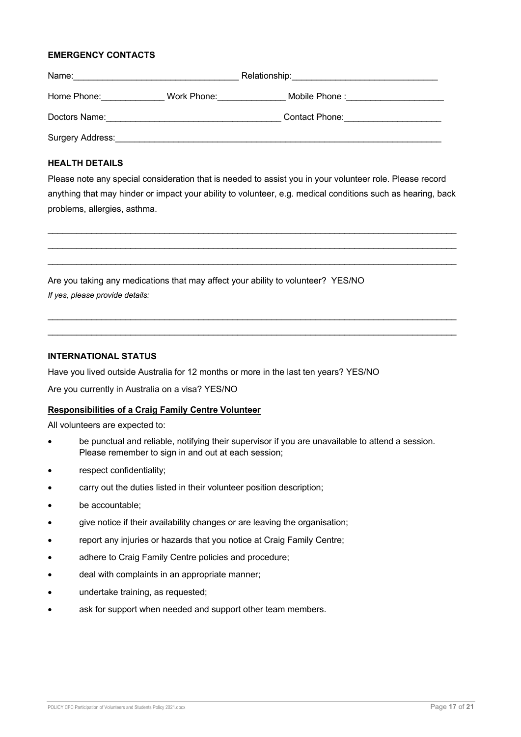**EMERGENCY CONTACTS**

Name:_________________________________ Relationship:_____________________________

Home Phone:_____________ Work Phone:______________ Mobile Phone :____________________

Doctors Name:___________________________________ Contact Phone:____________________

Surgery Address:______________________________________________________________________

**HEALTH DETAILS**

Please note any special consideration that is needed to assist you in your volunteer role. Please record anything that may hinder or impact your ability to volunteer, e.g. medical conditions such as hearing, back problems, allergies, asthma.

_____________________________________________________________________________________

_____________________________________________________________________________________

_____________________________________________________________________________________

Are you taking any medications that may affect your ability to volunteer? YES/NO

*If yes, please provide details:*

_____________________________________________________________________________________

_____________________________________________________________________________________

**INTERNATIONAL STATUS**

Have you lived outside Australia for 12 months or more in the last ten years? YES/NO

Are you currently in Australia on a visa? YES/NO

**Responsibilities of a Craig Family Centre Volunteer**

All volunteers are expected to:

- be punctual and reliable, notifying their supervisor if you are unavailable to attend a session. Please remember to sign in and out at each session;
- respect confidentiality;
- carry out the duties listed in their volunteer position description;
- be accountable;
- give notice if their availability changes or are leaving the organisation;
- report any injuries or hazards that you notice at Craig Family Centre;
- adhere to Craig Family Centre policies and procedure;
- deal with complaints in an appropriate manner;
- undertake training, as requested;
- ask for support when needed and support other team members.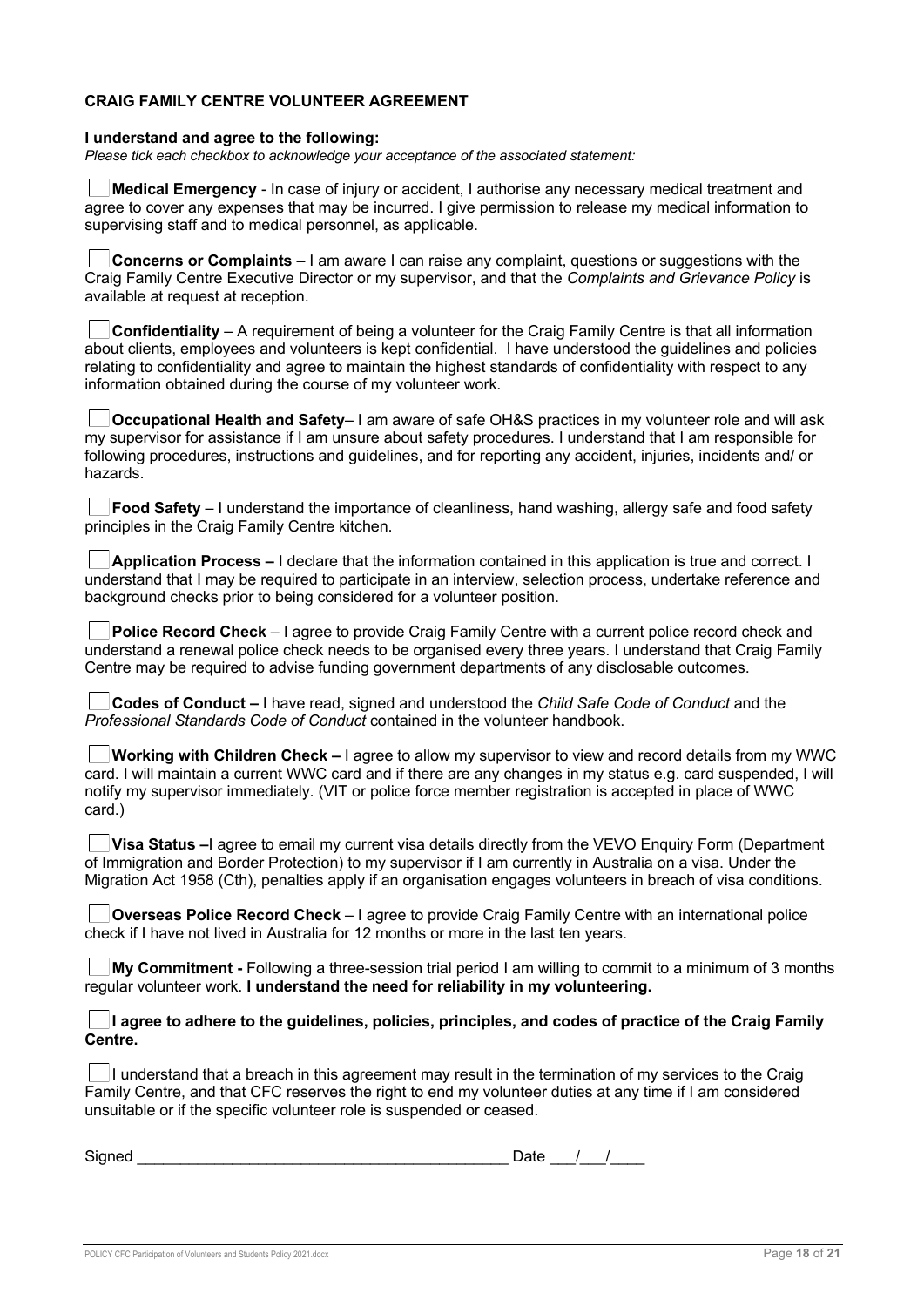**CRAIG FAMILY CENTRE VOLUNTEER AGREEMENT**

**I understand and agree to the following:**

*Please tick each checkbox to acknowledge your acceptance of the associated statement:*

☐ **Medical Emergency** - In case of injury or accident, I authorise any necessary medical treatment and agree to cover any expenses that may be incurred. I give permission to release my medical information to supervising staff and to medical personnel, as applicable.

☐ **Concerns or Complaints** – I am aware I can raise any complaint, questions or suggestions with the Craig Family Centre Executive Director or my supervisor, and that the *Complaints and Grievance Policy* is available at request at reception.

☐ **Confidentiality** – A requirement of being a volunteer for the Craig Family Centre is that all information about clients, employees and volunteers is kept confidential. I have understood the guidelines and policies relating to confidentiality and agree to maintain the highest standards of confidentiality with respect to any information obtained during the course of my volunteer work.

☐ **Occupational Health and Safety**– I am aware of safe OH&S practices in my volunteer role and will ask my supervisor for assistance if I am unsure about safety procedures. I understand that I am responsible for following procedures, instructions and guidelines, and for reporting any accident, injuries, incidents and/ or hazards.

☐ **Food Safety** – I understand the importance of cleanliness, hand washing, allergy safe and food safety principles in the Craig Family Centre kitchen.

☐ **Application Process –** I declare that the information contained in this application is true and correct. I understand that I may be required to participate in an interview, selection process, undertake reference and background checks prior to being considered for a volunteer position.

☐ **Police Record Check** – I agree to provide Craig Family Centre with a current police record check and understand a renewal police check needs to be organised every three years. I understand that Craig Family Centre may be required to advise funding government departments of any disclosable outcomes.

☐ **Codes of Conduct –** I have read, signed and understood the *Child Safe Code of Conduct* and the *Professional Standards Code of Conduct* contained in the volunteer handbook.

☐ **Working with Children Check –** I agree to allow my supervisor to view and record details from my WWC card. I will maintain a current WWC card and if there are any changes in my status e.g. card suspended, I will notify my supervisor immediately. (VIT or police force member registration is accepted in place of WWC card.)

☐ **Visa Status –**I agree to email my current visa details directly from the VEVO Enquiry Form (Department of Immigration and Border Protection) to my supervisor if I am currently in Australia on a visa. Under the Migration Act 1958 (Cth), penalties apply if an organisation engages volunteers in breach of visa conditions.

☐ **Overseas Police Record Check** – I agree to provide Craig Family Centre with an international police check if I have not lived in Australia for 12 months or more in the last ten years.

☐ **My Commitment -** Following a three-session trial period I am willing to commit to a minimum of 3 months regular volunteer work. **I understand the need for reliability in my volunteering.**

☐ **I agree to adhere to the guidelines, policies, principles, and codes of practice of the Craig Family Centre.**

☐ I understand that a breach in this agreement may result in the termination of my services to the Craig Family Centre, and that CFC reserves the right to end my volunteer duties at any time if I am considered unsuitable or if the specific volunteer role is suspended or ceased.

Signed ____________________________________________ Date ___/___/____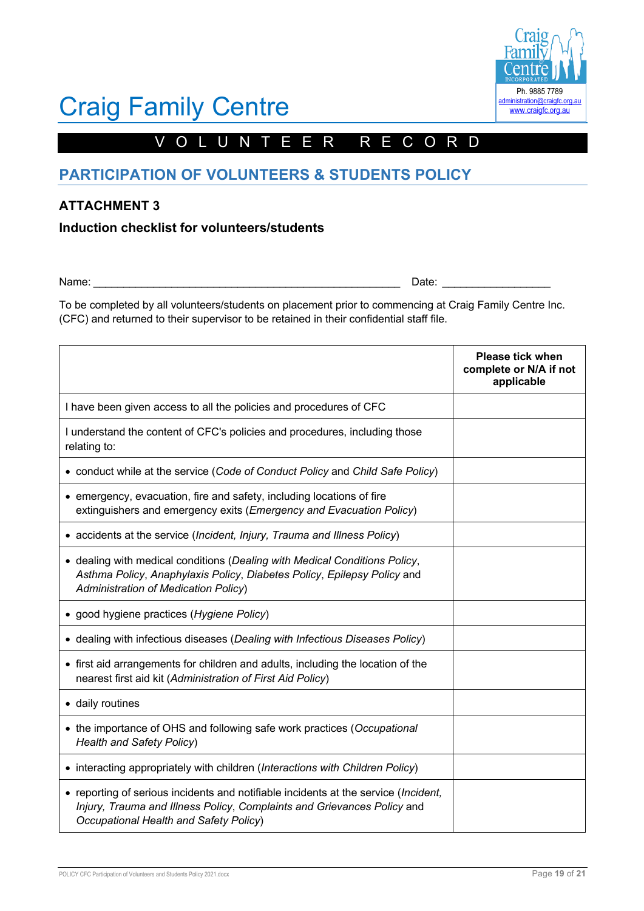# Craig Family Centre

Ph. 9885 7789
administration@craigfc.org.au
www.craigfc.org.au

V O L U N T E E R   R E C O R D

## PARTICIPATION OF VOLUNTEERS & STUDENTS POLICY

### ATTACHMENT 3

**Induction checklist for volunteers/students**

Name: ____________________________________________________ Date: __________________

To be completed by all volunteers/students on placement prior to commencing at Craig Family Centre Inc. (CFC) and returned to their supervisor to be retained in their confidential staff file.

| | **Please tick when complete or N/A if not applicable** |
|---|---|
| I have been given access to all the policies and procedures of CFC | |
| I understand the content of CFC's policies and procedures, including those relating to: | |
| • conduct while at the service (*Code of Conduct Policy* and *Child Safe Policy*) | |
| • emergency, evacuation, fire and safety, including locations of fire extinguishers and emergency exits (*Emergency and Evacuation Policy*) | |
| • accidents at the service (*Incident, Injury, Trauma and Illness Policy*) | |
| • dealing with medical conditions (*Dealing with Medical Conditions Policy*, *Asthma Policy*, *Anaphylaxis Policy*, *Diabetes Policy*, *Epilepsy Policy* and *Administration of Medication Policy*) | |
| • good hygiene practices (*Hygiene Policy*) | |
| • dealing with infectious diseases (*Dealing with Infectious Diseases Policy*) | |
| • first aid arrangements for children and adults, including the location of the nearest first aid kit (*Administration of First Aid Policy*) | |
| • daily routines | |
| • the importance of OHS and following safe work practices (*Occupational Health and Safety Policy*) | |
| • interacting appropriately with children (*Interactions with Children Policy*) | |
| • reporting of serious incidents and notifiable incidents at the service (*Incident, Injury, Trauma and Illness Policy*, *Complaints and Grievances Policy* and *Occupational Health and Safety Policy*) | |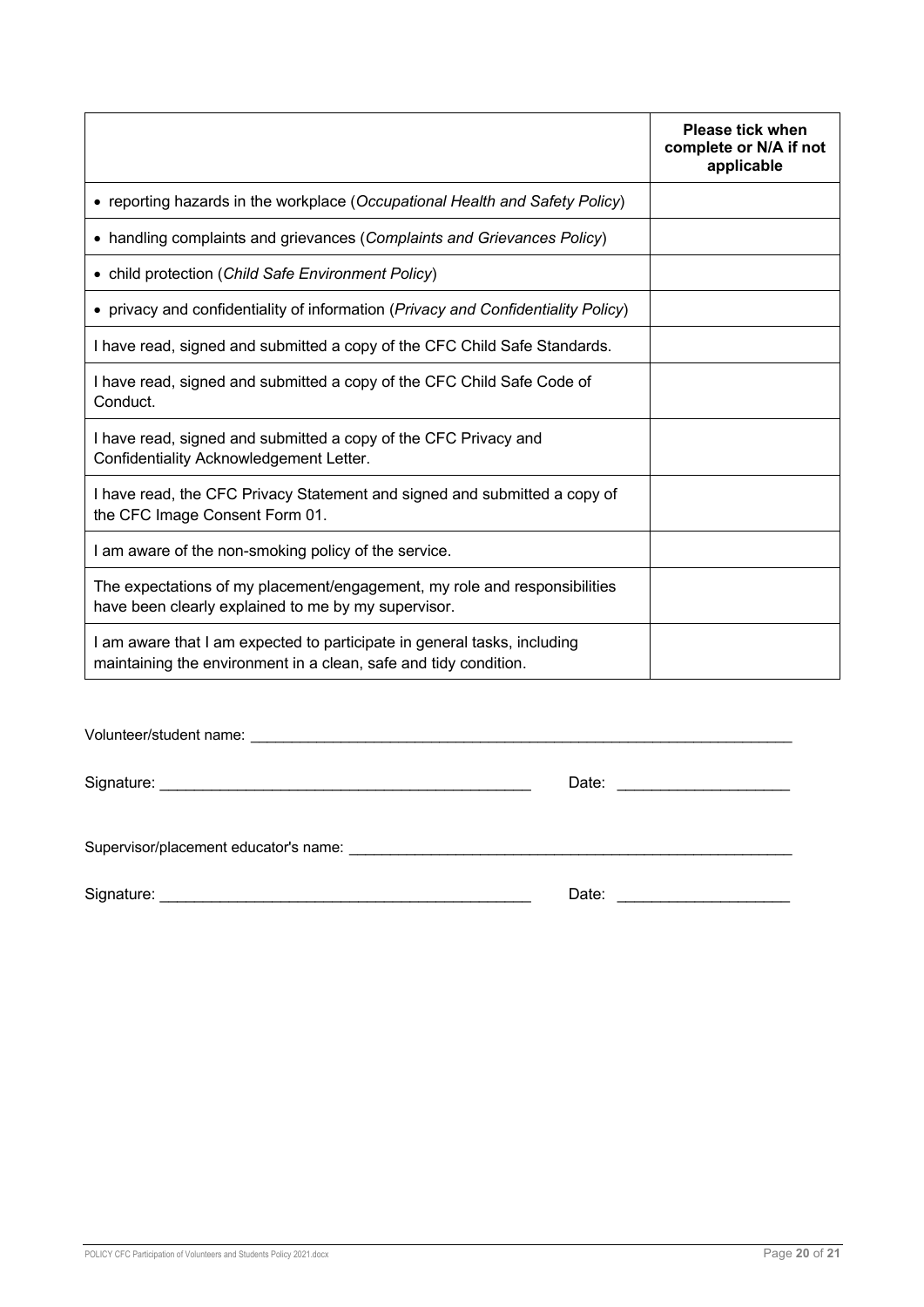| | Please tick when complete or N/A if not applicable |
|---|---|
| • reporting hazards in the workplace (*Occupational Health and Safety Policy*) | |
| • handling complaints and grievances (*Complaints and Grievances Policy*) | |
| • child protection (*Child Safe Environment Policy*) | |
| • privacy and confidentiality of information (*Privacy and Confidentiality Policy*) | |
| I have read, signed and submitted a copy of the CFC Child Safe Standards. | |
| I have read, signed and submitted a copy of the CFC Child Safe Code of Conduct. | |
| I have read, signed and submitted a copy of the CFC Privacy and Confidentiality Acknowledgement Letter. | |
| I have read, the CFC Privacy Statement and signed and submitted a copy of the CFC Image Consent Form 01. | |
| I am aware of the non-smoking policy of the service. | |
| The expectations of my placement/engagement, my role and responsibilities have been clearly explained to me by my supervisor. | |
| I am aware that I am expected to participate in general tasks, including maintaining the environment in a clean, safe and tidy condition. | |

Volunteer/student name: ___________________________________________________________________

Signature: ____________________________________________ Date: ____________________

Supervisor/placement educator's name: _______________________________________________________

Signature: ____________________________________________ Date: ____________________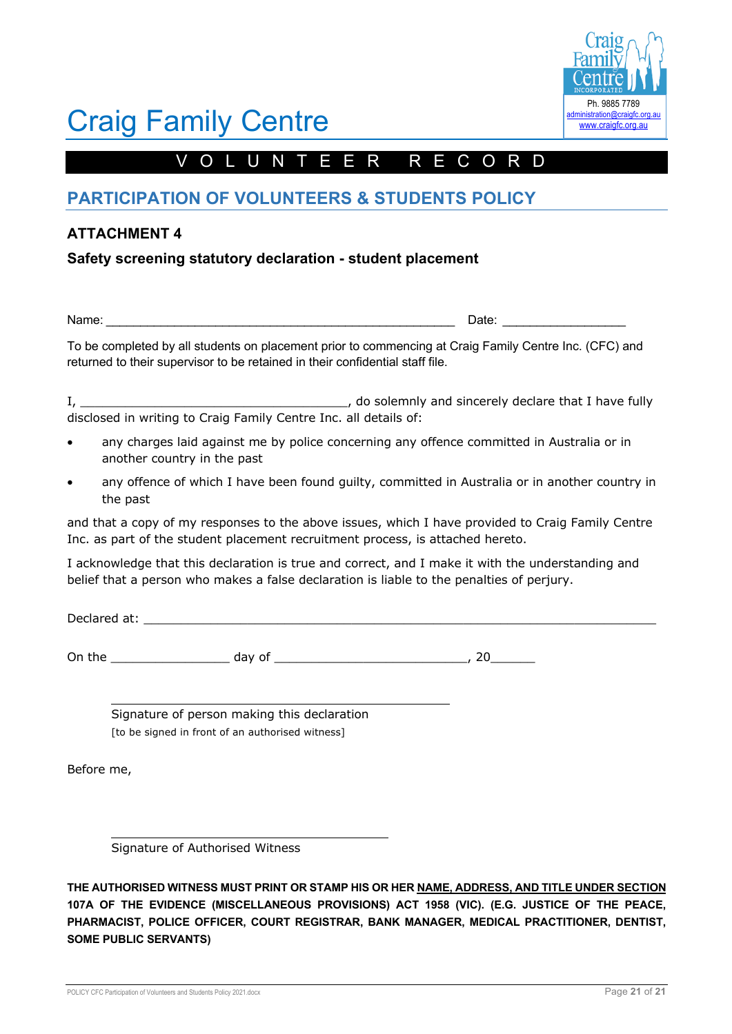Craig Family Centre
INCORPORATED
Ph. 9885 7789
administration@craigfc.org.au
www.craigfc.org.au

# Craig Family Centre

**V O L U N T E E R   R E C O R D**

## PARTICIPATION OF VOLUNTEERS & STUDENTS POLICY

### ATTACHMENT 4

**Safety screening statutory declaration - student placement**

Name: ______________________________________________________ Date: ___________________

To be completed by all students on placement prior to commencing at Craig Family Centre Inc. (CFC) and returned to their supervisor to be retained in their confidential staff file.

I, _______________________________________, do solemnly and sincerely declare that I have fully disclosed in writing to Craig Family Centre Inc. all details of:

- any charges laid against me by police concerning any offence committed in Australia or in another country in the past
- any offence of which I have been found guilty, committed in Australia or in another country in the past

and that a copy of my responses to the above issues, which I have provided to Craig Family Centre Inc. as part of the student placement recruitment process, is attached hereto.

I acknowledge that this declaration is true and correct, and I make it with the understanding and belief that a person who makes a false declaration is liable to the penalties of perjury.

Declared at: ____________________________________________________________________________

On the __________________ day of _____________________________, 20______

_____________________________________________________
Signature of person making this declaration
[to be signed in front of an authorised witness]

Before me,

____________________________________________
Signature of Authorised Witness

**THE AUTHORISED WITNESS MUST PRINT OR STAMP HIS OR HER NAME, ADDRESS, AND TITLE UNDER SECTION 107A OF THE EVIDENCE (MISCELLANEOUS PROVISIONS) ACT 1958 (VIC). (E.G. JUSTICE OF THE PEACE, PHARMACIST, POLICE OFFICER, COURT REGISTRAR, BANK MANAGER, MEDICAL PRACTITIONER, DENTIST, SOME PUBLIC SERVANTS)**